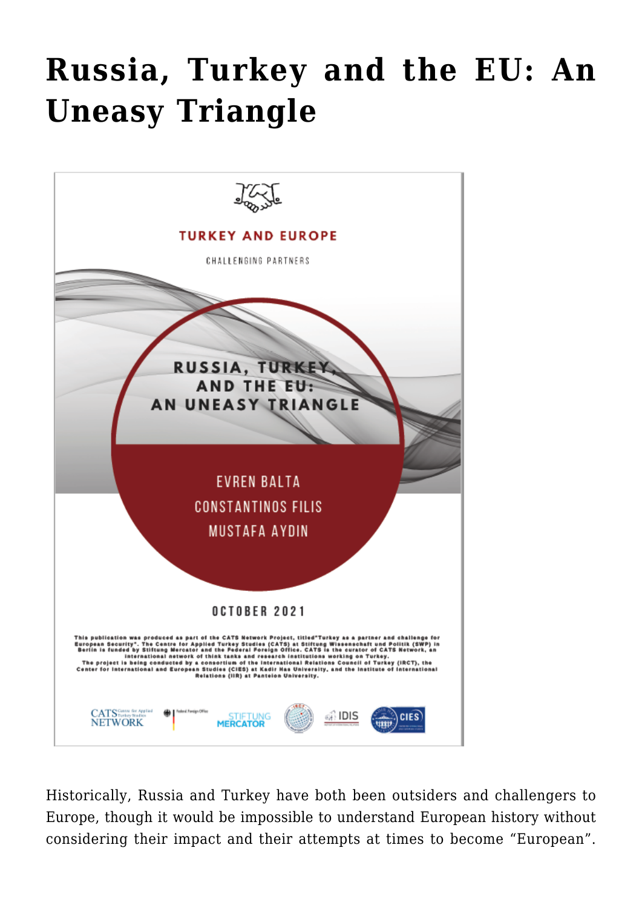# Russia, Turkey and the EU: An Uneasy Triangle

TURKEY AND EUROPE

CHALLENGING PARTNERS

RUSSIA, TURKEY, AND THE EU: AN UNEASY TRIANGLE

EVREN BALTA

CONSTANTINOS FILIS

MUSTAFA AYDIN

OCTOBER 2021

This publication was produced as part of the CATS Network Project, titled "Turkey as a partner and challenge for European Security". The Centre for Applied Turkey Studies (CATS) at Stiftung Wissenschaft und Politik (SWP) in Berlin is funded by Stiftung Mercator and the Federal Foreign Office. CATS is the curator of CATS Network, an international network of think tanks and research institutions working on Turkey. The project is being conducted by a consortium of the International Relations Council of Turkey (IRCT), the Center for International and European Studies (CIES) at Kadir Has University, and the Institute of International Relations (IIR) at Panteion University.

Historically, Russia and Turkey have both been outsiders and challengers to Europe, though it would be impossible to understand European history without considering their impact and their attempts at times to become "European".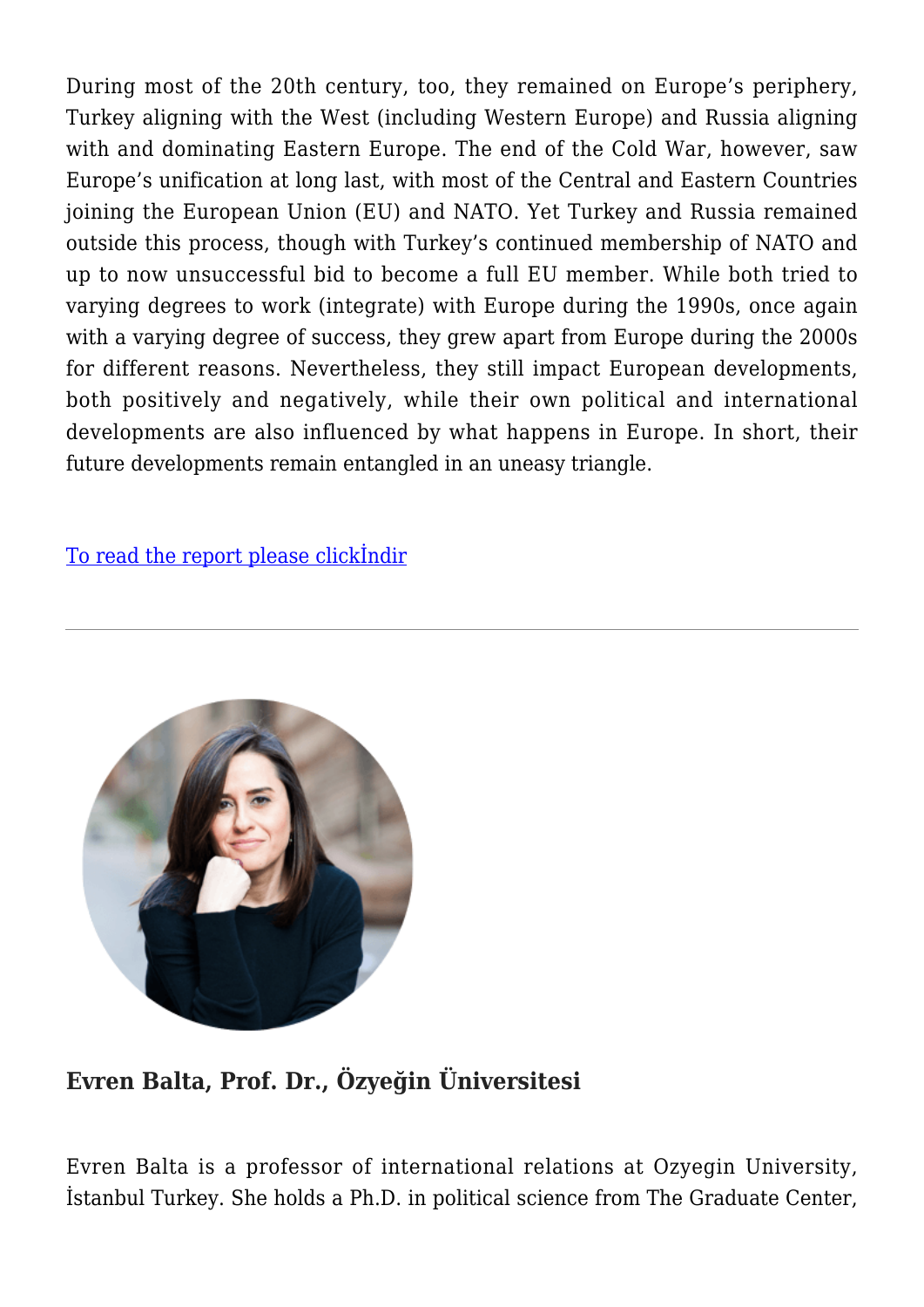During most of the 20th century, too, they remained on Europe's periphery, Turkey aligning with the West (including Western Europe) and Russia aligning with and dominating Eastern Europe. The end of the Cold War, however, saw Europe's unification at long last, with most of the Central and Eastern Countries joining the European Union (EU) and NATO. Yet Turkey and Russia remained outside this process, though with Turkey's continued membership of NATO and up to now unsuccessful bid to become a full EU member. While both tried to varying degrees to work (integrate) with Europe during the 1990s, once again with a varying degree of success, they grew apart from Europe during the 2000s for different reasons. Nevertheless, they still impact European developments, both positively and negatively, while their own political and international developments are also influenced by what happens in Europe. In short, their future developments remain entangled in an uneasy triangle.

To read the report please clickİndir

---

**Evren Balta, Prof. Dr., Özyeğin Üniversitesi**

Evren Balta is a professor of international relations at Ozyegin University, İstanbul Turkey. She holds a Ph.D. in political science from The Graduate Center,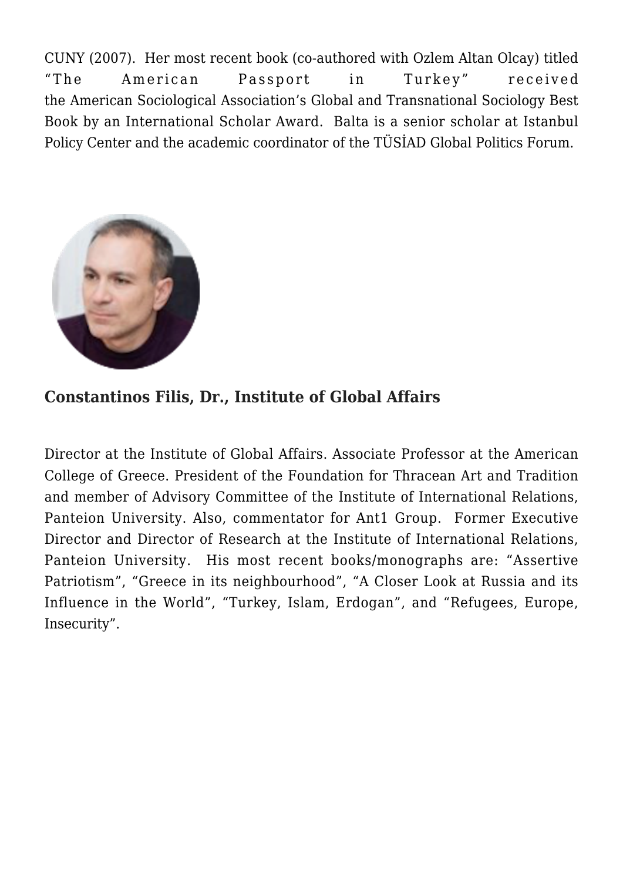CUNY (2007). Her most recent book (co-authored with Ozlem Altan Olcay) titled "The American Passport in Turkey" received the American Sociological Association's Global and Transnational Sociology Best Book by an International Scholar Award. Balta is a senior scholar at Istanbul Policy Center and the academic coordinator of the TÜSİAD Global Politics Forum.

### Constantinos Filis, Dr., Institute of Global Affairs

Director at the Institute of Global Affairs. Associate Professor at the American College of Greece. President of the Foundation for Thracean Art and Tradition and member of Advisory Committee of the Institute of International Relations, Panteion University. Also, commentator for Ant1 Group. Former Executive Director and Director of Research at the Institute of International Relations, Panteion University. His most recent books/monographs are: "Assertive Patriotism", "Greece in its neighbourhood", "A Closer Look at Russia and its Influence in the World", "Turkey, Islam, Erdogan", and "Refugees, Europe, Insecurity".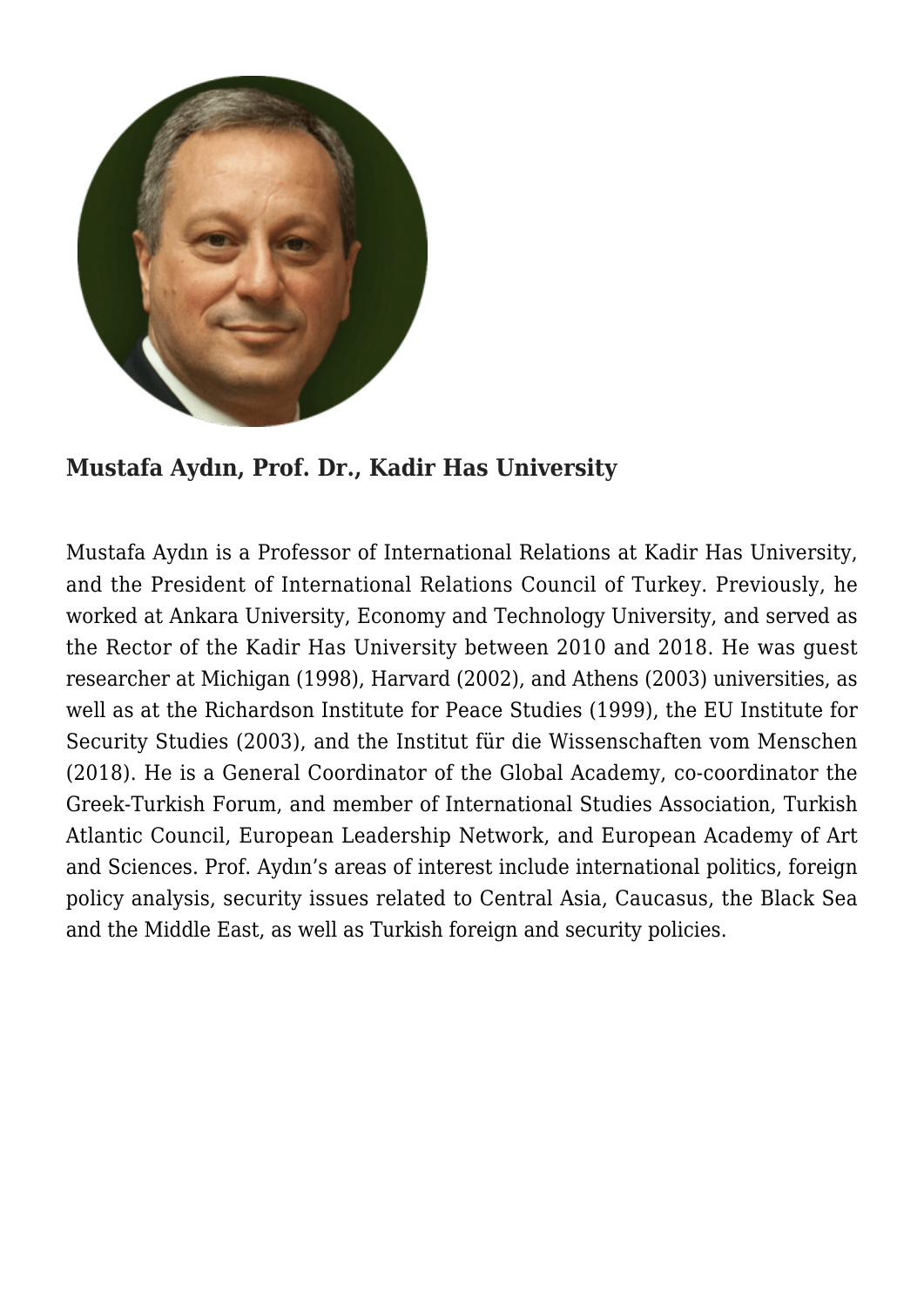**Mustafa Aydın, Prof. Dr., Kadir Has University**

Mustafa Aydın is a Professor of International Relations at Kadir Has University, and the President of International Relations Council of Turkey. Previously, he worked at Ankara University, Economy and Technology University, and served as the Rector of the Kadir Has University between 2010 and 2018. He was guest researcher at Michigan (1998), Harvard (2002), and Athens (2003) universities, as well as at the Richardson Institute for Peace Studies (1999), the EU Institute for Security Studies (2003), and the Institut für die Wissenschaften vom Menschen (2018). He is a General Coordinator of the Global Academy, co-coordinator the Greek-Turkish Forum, and member of International Studies Association, Turkish Atlantic Council, European Leadership Network, and European Academy of Art and Sciences. Prof. Aydın's areas of interest include international politics, foreign policy analysis, security issues related to Central Asia, Caucasus, the Black Sea and the Middle East, as well as Turkish foreign and security policies.